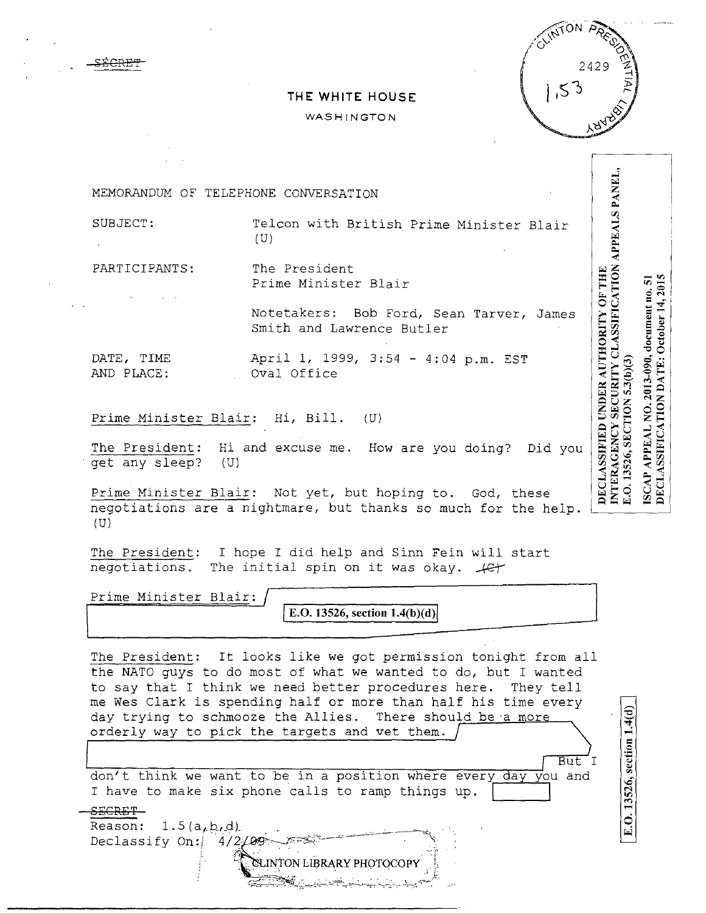~~SECRET~~

CLINTON PRESIDENTIAL LIBRARY
2429
1,53

# THE WHITE HOUSE

WASHINGTON

DECLASSIFIED UNDER AUTHORITY OF THE INTERAGENCY SECURITY CLASSIFICATION APPEALS PANEL, E.O. 13526, SECTION 5.3(b)(3)

ISCAP APPEAL NO. 2013-090, document no. 51
DECLASSIFICATION DATE: October 14, 2015

MEMORANDUM OF TELEPHONE CONVERSATION

SUBJECT: Telcon with British Prime Minister Blair (U)

PARTICIPANTS: The President
Prime Minister Blair

Notetakers: Bob Ford, Sean Tarver, James Smith and Lawrence Butler

DATE, TIME AND PLACE: April 1, 1999, 3:54 - 4:04 p.m. EST
Oval Office

Prime Minister Blair: Hi, Bill. (U)

The President: Hi and excuse me. How are you doing? Did you get any sleep? (U)

Prime Minister Blair: Not yet, but hoping to. God, these negotiations are a nightmare, but thanks so much for the help. (U)

The President: I hope I did help and Sinn Fein will start negotiations. The initial spin on it was okay. ~~(C)~~

Prime Minister Blair: E.O. 13526, section 1.4(b)(d)

The President: It looks like we got permission tonight from all the NATO guys to do most of what we wanted to do, but I wanted to say that I think we need better procedures here. They tell me Wes Clark is spending half or more than half his time every day trying to schmooze the Allies. There should be a more orderly way to pick the targets and vet them. E.O. 13526, section 1.4(d) But I don't think we want to be in a position where every day you and I have to make six phone calls to ramp things up.

~~SECRET~~
Reason: 1.5(a,b,d)
Declassify On: 4/2/09

CLINTON LIBRARY PHOTOCOPY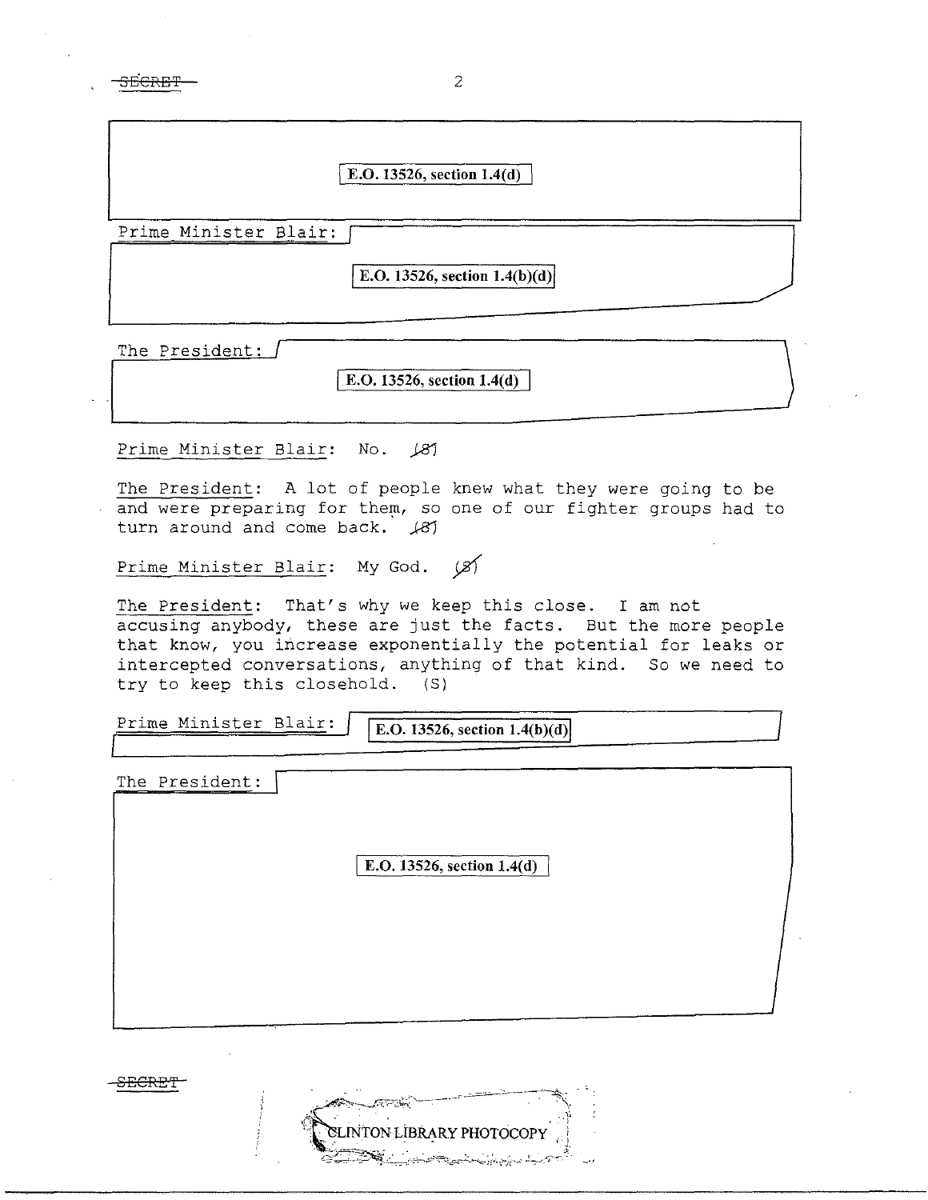E.O. 13526, section 1.4(d)

Prime Minister Blair: E.O. 13526, section 1.4(b)(d)

The President: E.O. 13526, section 1.4(d)

Prime Minister Blair: No. (S)

The President: A lot of people knew what they were going to be and were preparing for them, so one of our fighter groups had to turn around and come back. (S)

Prime Minister Blair: My God. (S)

The President: That's why we keep this close. I am not accusing anybody, these are just the facts. But the more people that know, you increase exponentially the potential for leaks or intercepted conversations, anything of that kind. So we need to try to keep this closehold. (S)

Prime Minister Blair: E.O. 13526, section 1.4(b)(d)

The President: E.O. 13526, section 1.4(d)

CLINTON LIBRARY PHOTOCOPY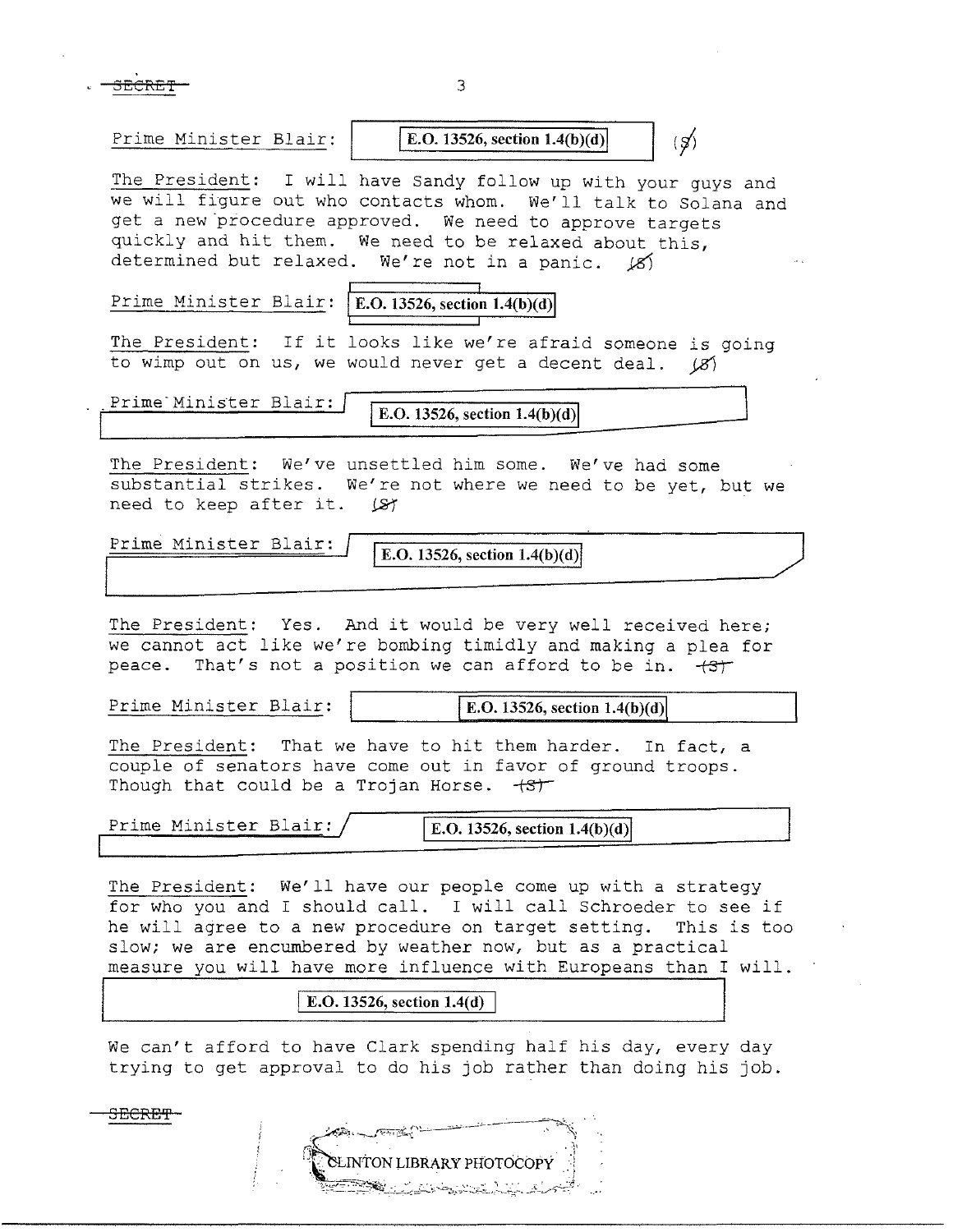Prime Minister Blair: E.O. 13526, section 1.4(b)(d) (S)

The President: I will have Sandy follow up with your guys and we will figure out who contacts whom. We'll talk to Solana and get a new procedure approved. We need to approve targets quickly and hit them. We need to be relaxed about this, determined but relaxed. We're not in a panic. (S)

Prime Minister Blair: E.O. 13526, section 1.4(b)(d)

The President: If it looks like we're afraid someone is going to wimp out on us, we would never get a decent deal. (S)

Prime Minister Blair: E.O. 13526, section 1.4(b)(d)

The President: We've unsettled him some. We've had some substantial strikes. We're not where we need to be yet, but we need to keep after it. (S)

Prime Minister Blair: E.O. 13526, section 1.4(b)(d)

The President: Yes. And it would be very well received here; we cannot act like we're bombing timidly and making a plea for peace. That's not a position we can afford to be in. (S)

Prime Minister Blair: E.O. 13526, section 1.4(b)(d)

The President: That we have to hit them harder. In fact, a couple of senators have come out in favor of ground troops. Though that could be a Trojan Horse. (S)

Prime Minister Blair: E.O. 13526, section 1.4(b)(d)

The President: We'll have our people come up with a strategy for who you and I should call. I will call Schroeder to see if he will agree to a new procedure on target setting. This is too slow; we are encumbered by weather now, but as a practical measure you will have more influence with Europeans than I will.

E.O. 13526, section 1.4(d)

We can't afford to have Clark spending half his day, every day trying to get approval to do his job rather than doing his job.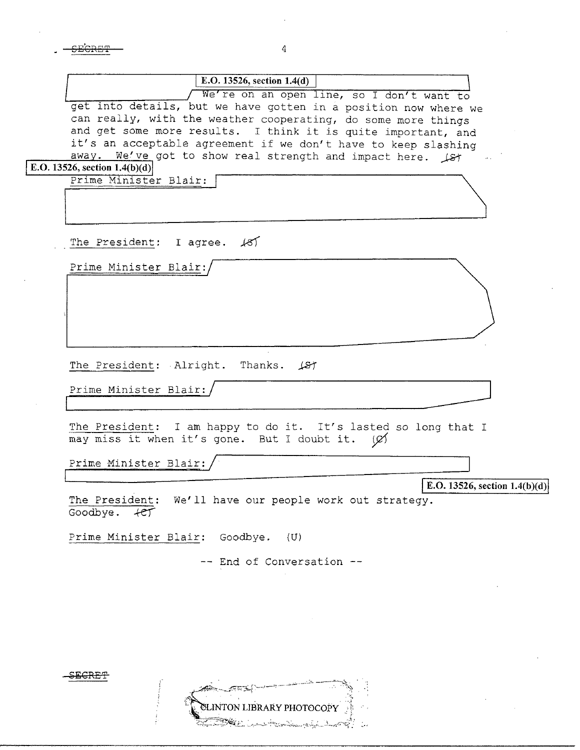E.O. 13526, section 1.4(d)

We're on an open line, so I don't want to get into details, but we have gotten in a position now where we can really, with the weather cooperating, do some more things and get some more results. I think it is quite important, and it's an acceptable agreement if we don't have to keep slashing away. We've got to show real strength and impact here. (S)

E.O. 13526, section 1.4(b)(d)

Prime Minister Blair:

The President: I agree. (S)

Prime Minister Blair:

The President: Alright. Thanks. (S)

Prime Minister Blair:

The President: I am happy to do it. It's lasted so long that I may miss it when it's gone. But I doubt it. (C)

Prime Minister Blair:

E.O. 13526, section 1.4(b)(d)

The President: We'll have our people work out strategy. Goodbye. (C)

Prime Minister Blair: Goodbye. (U)

-- End of Conversation --

SECRET

CLINTON LIBRARY PHOTOCOPY